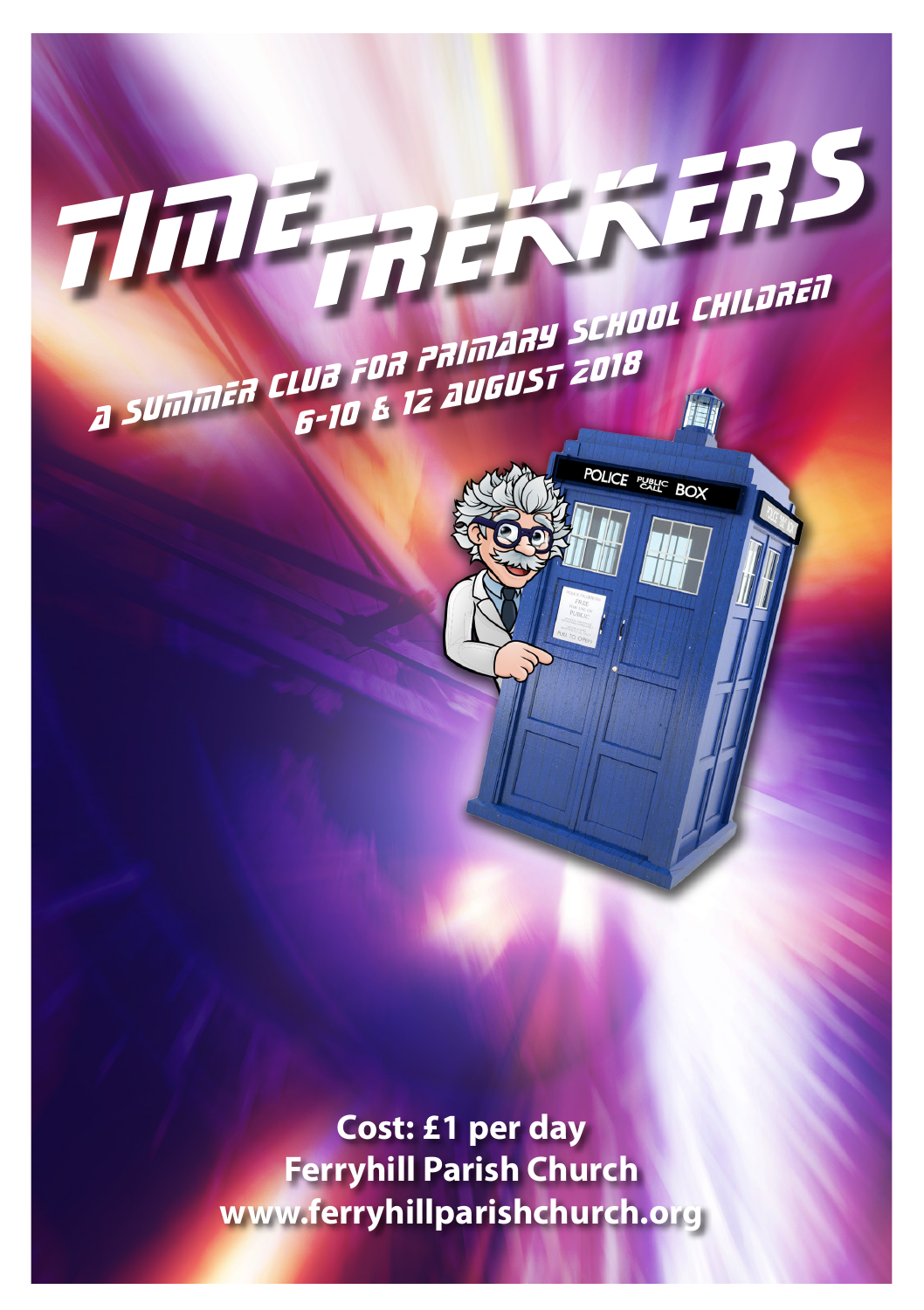# TIME TREKKERS

## A SUMMER CLUB FOR PRIMARY SCHOOL CHILDREN
## 6-10 & 12 AUGUST 2018

**Cost: £1 per day**
**Ferryhill Parish Church**
**www.ferryhillparishchurch.org**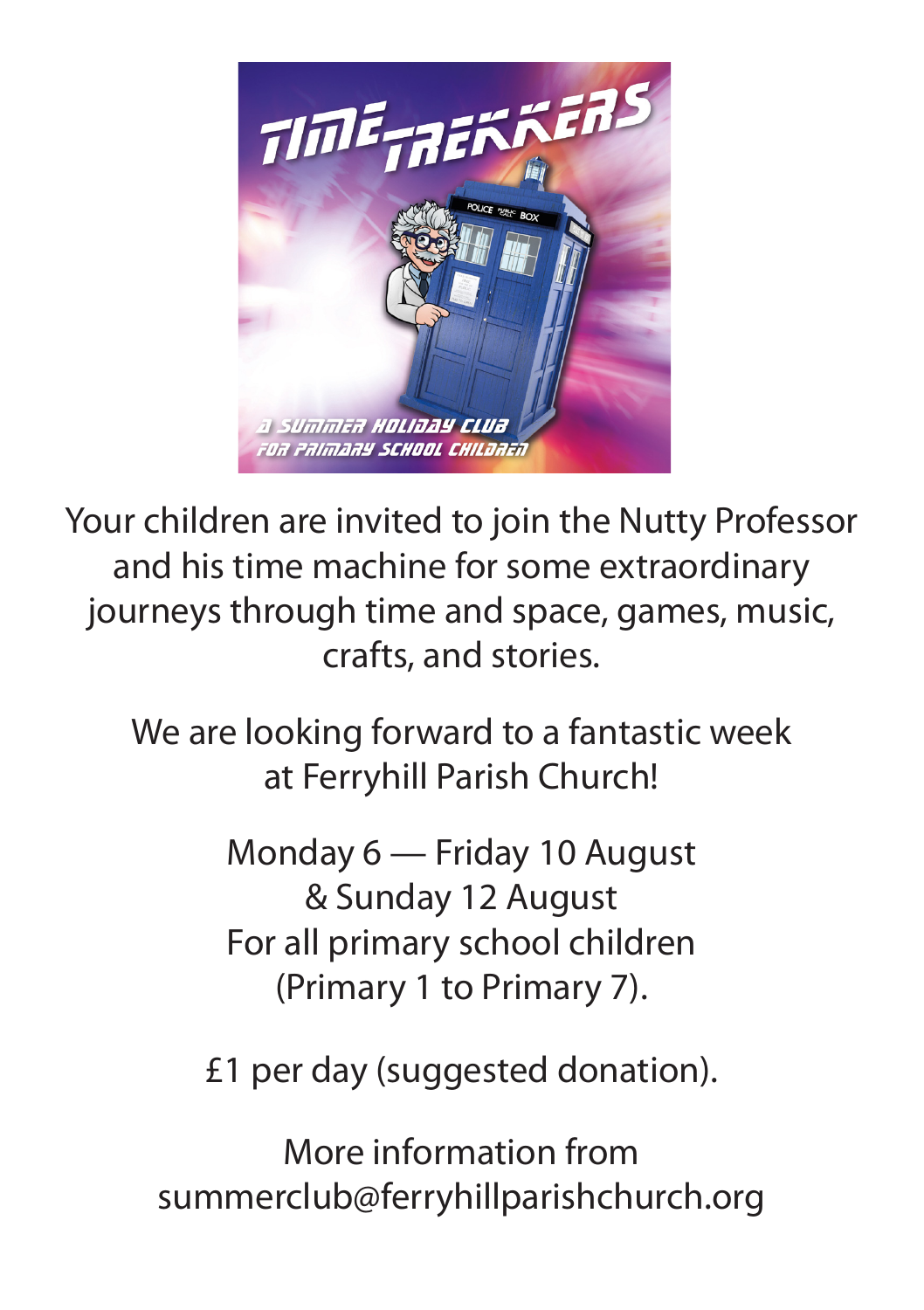# TIME TREKKERS

A SUMMER HOLIDAY CLUB FOR PRIMARY SCHOOL CHILDREN

Your children are invited to join the Nutty Professor and his time machine for some extraordinary journeys through time and space, games, music, crafts, and stories.

We are looking forward to a fantastic week at Ferryhill Parish Church!

Monday 6 — Friday 10 August
& Sunday 12 August
For all primary school children
(Primary 1 to Primary 7).

£1 per day (suggested donation).

More information from
summerclub@ferryhillparishchurch.org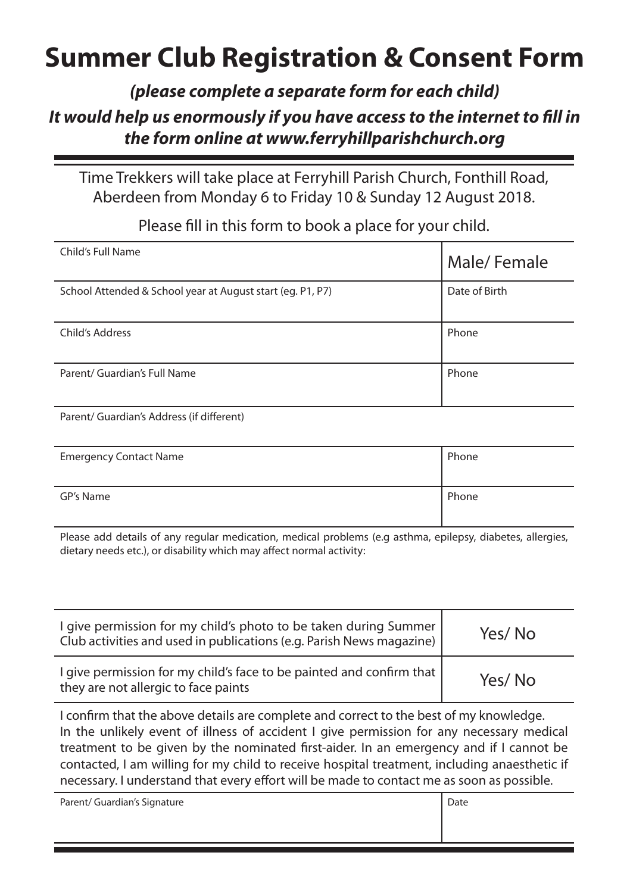# Summary Club Registration & Consent Form

***(please complete a separate form for each child)***

***It would help us enormously if you have access to the internet to fill in the form online at www.ferryhillparishchurch.org***

Time Trekkers will take place at Ferryhill Parish Church, Fonthill Road, Aberdeen from Monday 6 to Friday 10 & Sunday 12 August 2018.

Please fill in this form to book a place for your child.

| | |
|---|---|
| Child's Full Name | Male/ Female |
| School Attended & School year at August start (eg. P1, P7) | Date of Birth |
| Child's Address | Phone |
| Parent/ Guardian's Full Name | Phone |
| Parent/ Guardian's Address (if different) | |
| Emergency Contact Name | Phone |
| GP's Name | Phone |

Please add details of any regular medication, medical problems (e.g asthma, epilepsy, diabetes, allergies, dietary needs etc.), or disability which may affect normal activity:

| | |
|---|---|
| I give permission for my child's photo to be taken during Summer Club activities and used in publications (e.g. Parish News magazine) | Yes/ No |
| I give permission for my child's face to be painted and confirm that they are not allergic to face paints | Yes/ No |

I confirm that the above details are complete and correct to the best of my knowledge.
In the unlikely event of illness of accident I give permission for any necessary medical treatment to be given by the nominated first-aider. In an emergency and if I cannot be contacted, I am willing for my child to receive hospital treatment, including anaesthetic if necessary. I understand that every effort will be made to contact me as soon as possible.

| | |
|---|---|
| Parent/ Guardian's Signature | Date |

# Summer Club Registration & Consent Form

***(please complete a separate form for each child)***

***It would help us enormously if you have access to the internet to fill in the form online at www.ferryhillparishchurch.org***

Time Trekkers will take place at Ferryhill Parish Church, Fonthill Road, Aberdeen from Monday 6 to Friday 10 & Sunday 12 August 2018.

Please fill in this form to book a place for your child.

| | |
|---|---|
| Child's Full Name | Male/ Female |
| School Attended & School year at August start (eg. P1, P7) | Date of Birth |
| Child's Address | Phone |
| Parent/ Guardian's Full Name | Phone |
| Parent/ Guardian's Address (if different) | |
| Emergency Contact Name | Phone |
| GP's Name | Phone |

Please add details of any regular medication, medical problems (e.g asthma, epilepsy, diabetes, allergies, dietary needs etc.), or disability which may affect normal activity:

| | |
|---|---|
| I give permission for my child's photo to be taken during Summer Club activities and used in publications (e.g. Parish News magazine) | Yes/ No |
| I give permission for my child's face to be painted and confirm that they are not allergic to face paints | Yes/ No |

I confirm that the above details are complete and correct to the best of my knowledge.
In the unlikely event of illness of accident I give permission for any necessary medical treatment to be given by the nominated first-aider. In an emergency and if I cannot be contacted, I am willing for my child to receive hospital treatment, including anaesthetic if necessary. I understand that every effort will be made to contact me as soon as possible.

| | |
|---|---|
| Parent/ Guardian's Signature | Date |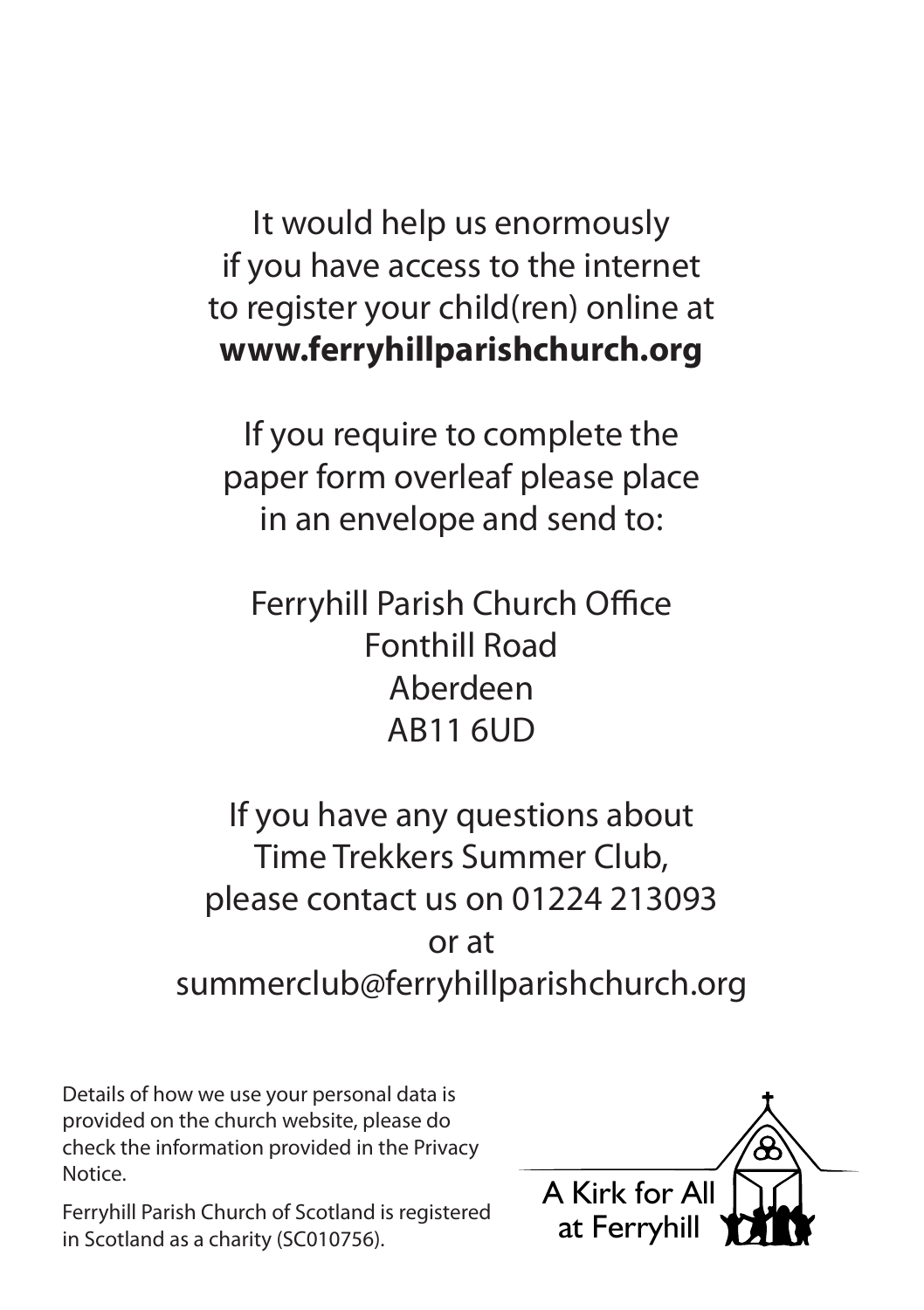It would help us enormously
if you have access to the internet
to register your child(ren) online at
**www.ferryhillparishchurch.org**

If you require to complete the
paper form overleaf please place
in an envelope and send to:

Ferryhill Parish Church Office
Fonthill Road
Aberdeen
AB11 6UD

If you have any questions about
Time Trekkers Summer Club,
please contact us on 01224 213093
or at
summerclub@ferryhillparishchurch.org

Details of how we use your personal data is provided on the church website, please do check the information provided in the Privacy Notice.

Ferryhill Parish Church of Scotland is registered in Scotland as a charity (SC010756).

A Kirk for All
at Ferryhill